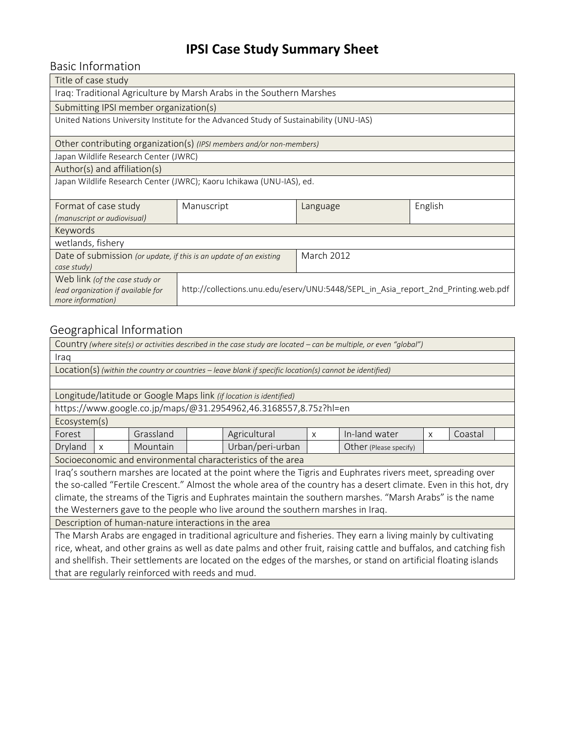# IPSI Case Study Summary Sheet

## Basic Information

| Title of case study | | | |
|---|---|---|---|
| Iraq: Traditional Agriculture by Marsh Arabs in the Southern Marshes | | | |
| Submitting IPSI member organization(s) | | | |
| United Nations University Institute for the Advanced Study of Sustainability (UNU-IAS) | | | |
| Other contributing organization(s) *(IPSI members and/or non-members)* | | | |
| Japan Wildlife Research Center (JWRC) | | | |
| Author(s) and affiliation(s) | | | |
| Japan Wildlife Research Center (JWRC); Kaoru Ichikawa (UNU-IAS), ed. | | | |
| Format of case study *(manuscript or audiovisual)* | Manuscript | Language | English |
| Keywords | | | |
| wetlands, fishery | | | |
| Date of submission *(or update, if this is an update of an existing case study)* | | March 2012 | |
| Web link *(of the case study or lead organization if available for more information)* | http://collections.unu.edu/eserv/UNU:5448/SEPL_in_Asia_report_2nd_Printing.web.pdf | | |

## Geographical Information

| Country *(where site(s) or activities described in the case study are located – can be multiple, or even "global")* | | | | | | | | | |
|---|---|---|---|---|---|---|---|---|---|
| Iraq | | | | | | | | | |
| Location(s) *(within the country or countries – leave blank if specific location(s) cannot be identified)* | | | | | | | | | |
| | | | | | | | | | |
| Longitude/latitude or Google Maps link *(if location is identified)* | | | | | | | | | |
| https://www.google.co.jp/maps/@31.2954962,46.3168557,8.75z?hl=en | | | | | | | | | |
| Ecosystem(s) | | | | | | | | | |
| Forest | | Grassland | | Agricultural | x | In-land water | x | Coastal | |
| Dryland | x | Mountain | | Urban/peri-urban | | Other (Please specify) | | | |
| Socioeconomic and environmental characteristics of the area | | | | | | | | | |
| Iraq's southern marshes are located at the point where the Tigris and Euphrates rivers meet, spreading over the so-called "Fertile Crescent." Almost the whole area of the country has a desert climate. Even in this hot, dry climate, the streams of the Tigris and Euphrates maintain the southern marshes. "Marsh Arabs" is the name the Westerners gave to the people who live around the southern marshes in Iraq. | | | | | | | | | |
| Description of human-nature interactions in the area | | | | | | | | | |
| The Marsh Arabs are engaged in traditional agriculture and fisheries. They earn a living mainly by cultivating rice, wheat, and other grains as well as date palms and other fruit, raising cattle and buffalos, and catching fish and shellfish. Their settlements are located on the edges of the marshes, or stand on artificial floating islands that are regularly reinforced with reeds and mud. | | | | | | | | | |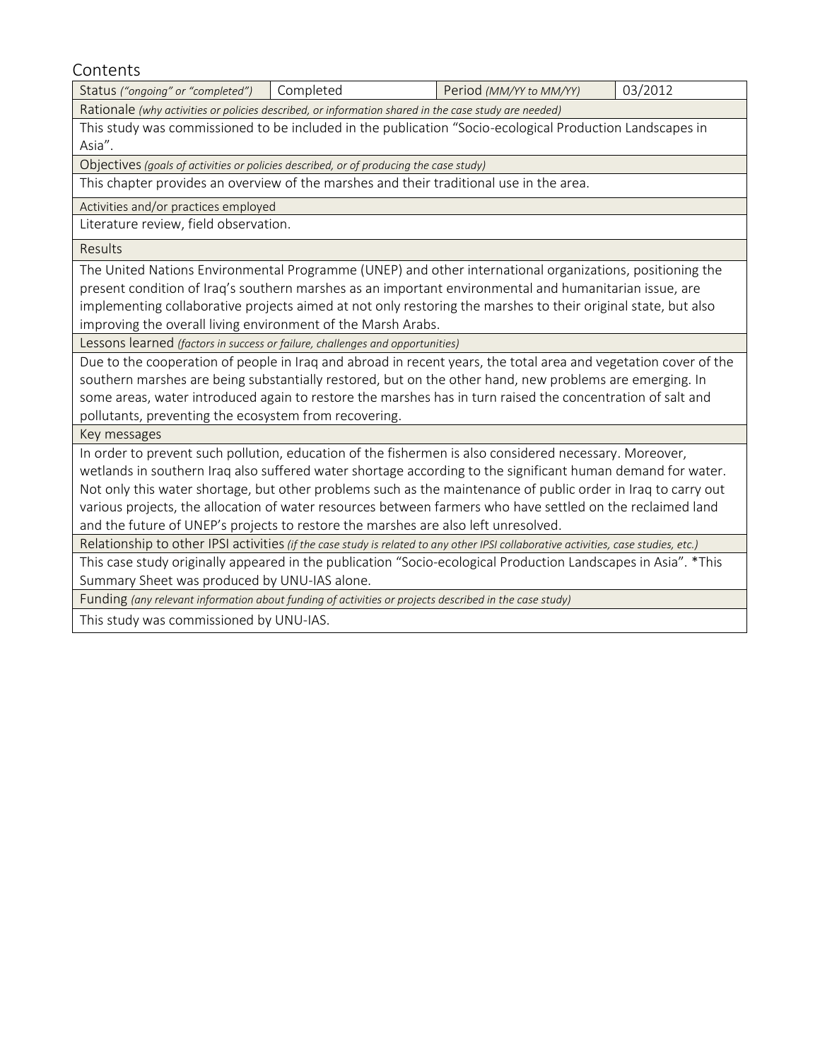## Contents

| Status *("ongoing" or "completed")* | Completed | Period *(MM/YY to MM/YY)* | 03/2012 |
|---|---|---|---|
| Rationale *(why activities or policies described, or information shared in the case study are needed)* | | | |
| This study was commissioned to be included in the publication "Socio-ecological Production Landscapes in Asia". | | | |
| Objectives *(goals of activities or policies described, or of producing the case study)* | | | |
| This chapter provides an overview of the marshes and their traditional use in the area. | | | |
| Activities and/or practices employed | | | |
| Literature review, field observation. | | | |
| Results | | | |
| The United Nations Environmental Programme (UNEP) and other international organizations, positioning the present condition of Iraq's southern marshes as an important environmental and humanitarian issue, are implementing collaborative projects aimed at not only restoring the marshes to their original state, but also improving the overall living environment of the Marsh Arabs. | | | |
| Lessons learned *(factors in success or failure, challenges and opportunities)* | | | |
| Due to the cooperation of people in Iraq and abroad in recent years, the total area and vegetation cover of the southern marshes are being substantially restored, but on the other hand, new problems are emerging. In some areas, water introduced again to restore the marshes has in turn raised the concentration of salt and pollutants, preventing the ecosystem from recovering. | | | |
| Key messages | | | |
| In order to prevent such pollution, education of the fishermen is also considered necessary. Moreover, wetlands in southern Iraq also suffered water shortage according to the significant human demand for water. Not only this water shortage, but other problems such as the maintenance of public order in Iraq to carry out various projects, the allocation of water resources between farmers who have settled on the reclaimed land and the future of UNEP's projects to restore the marshes are also left unresolved. | | | |
| Relationship to other IPSI activities *(if the case study is related to any other IPSI collaborative activities, case studies, etc.)* | | | |
| This case study originally appeared in the publication "Socio-ecological Production Landscapes in Asia". *This Summary Sheet was produced by UNU-IAS alone. | | | |
| Funding *(any relevant information about funding of activities or projects described in the case study)* | | | |
| This study was commissioned by UNU-IAS. | | | |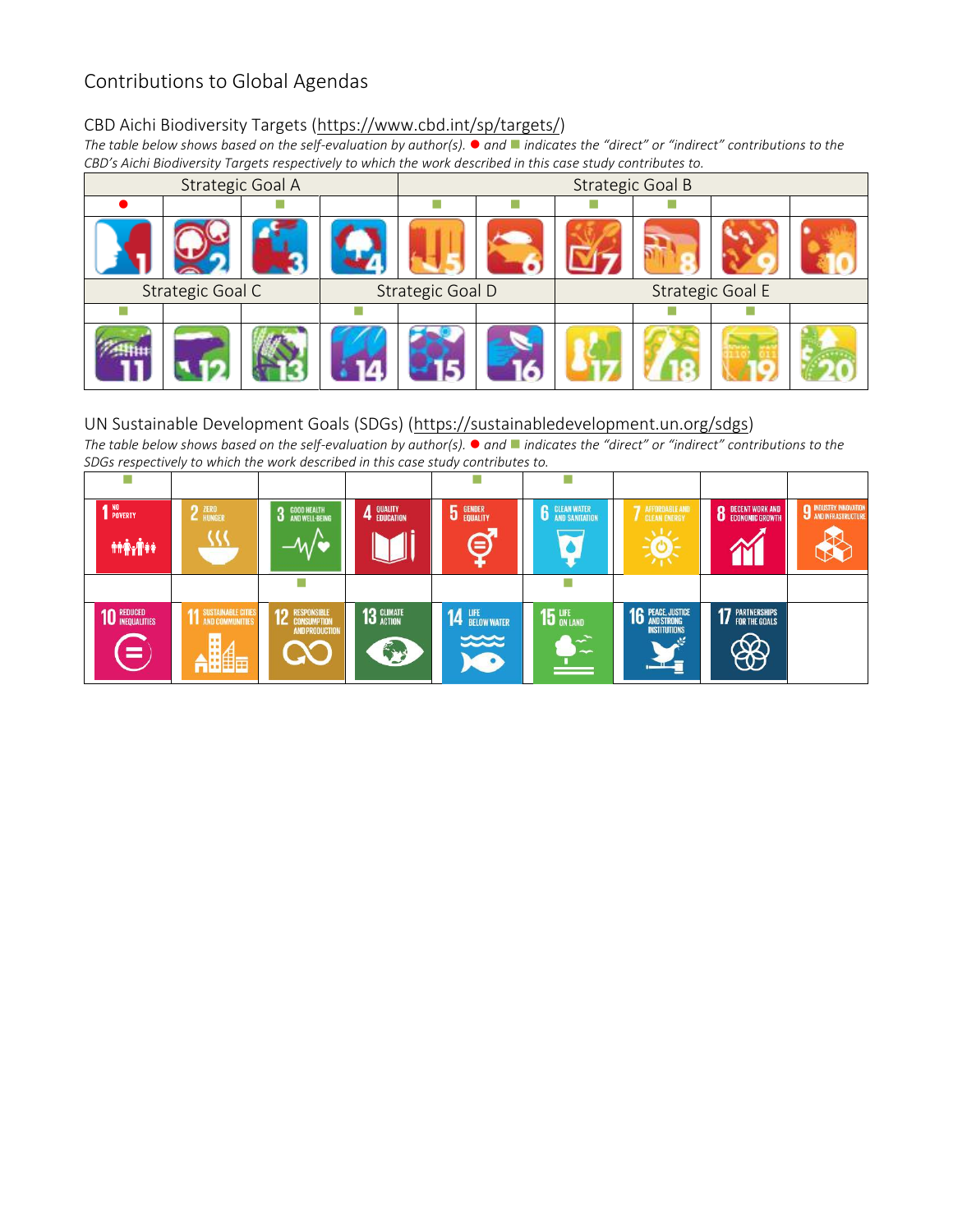## Contributions to Global Agendas

### CBD Aichi Biodiversity Targets (https://www.cbd.int/sp/targets/)

*The table below shows based on the self-evaluation by author(s). ● and ■ indicates the "direct" or "indirect" contributions to the CBD's Aichi Biodiversity Targets respectively to which the work described in this case study contributes to.*

| Strategic Goal A | | | | Strategic Goal B | | | | | |
|---|---|---|---|---|---|---|---|---|---|
| ● | ■ | ■ | | ■ | ■ | ■ | ■ | | |
| 1 | 2 | 3 | 4 | 5 | 6 | 7 | 8 | 9 | 10 |
| **Strategic Goal C** | | | **Strategic Goal D** | | | **Strategic Goal E** | | | |
| ■ | | | ■ | | | | ■ | ■ | |
| 11 | 12 | 13 | 14 | 15 | 16 | 17 | 18 | 19 | 20 |

### UN Sustainable Development Goals (SDGs) (https://sustainabledevelopment.un.org/sdgs)

*The table below shows based on the self-evaluation by author(s). ● and ■ indicates the "direct" or "indirect" contributions to the SDGs respectively to which the work described in this case study contributes to.*

| | | | | | | | | |
|---|---|---|---|---|---|---|---|---|
| ■ | | | | ■ | ■ | | | |
| 1 NO POVERTY | 2 ZERO HUNGER | 3 GOOD HEALTH AND WELL-BEING | 4 QUALITY EDUCATION | 5 GENDER EQUALITY | 6 CLEAN WATER AND SANITATION | 7 AFFORDABLE AND CLEAN ENERGY | 8 DECENT WORK AND ECONOMIC GROWTH | 9 INDUSTRY INNOVATION AND INFRASTRUCTURE |
| | | ■ | | | ■ | | | |
| 10 REDUCED INEQUALITIES | 11 SUSTAINABLE CITIES AND COMMUNITIES | 12 RESPONSIBLE CONSUMPTION AND PRODUCTION | 13 CLIMATE ACTION | 14 LIFE BELOW WATER | 15 LIFE ON LAND | 16 PEACE, JUSTICE AND STRONG INSTITUTIONS | 17 PARTNERSHIPS FOR THE GOALS | |